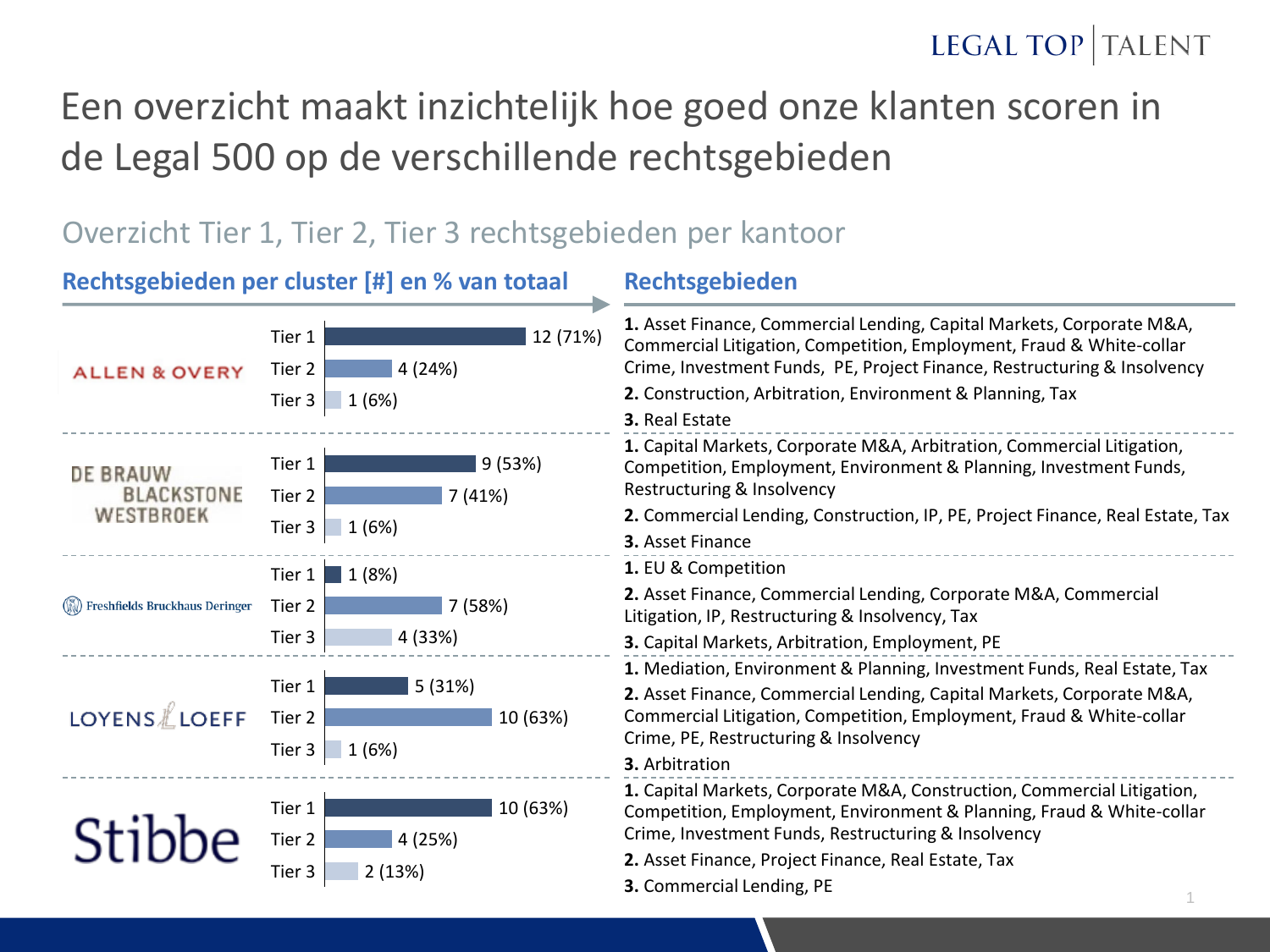# Een overzicht maakt inzichtelijk hoe goed onze klanten scoren in de Legal 500 op de verschillende rechtsgebieden

## Overzicht Tier 1, Tier 2, Tier 3 rechtsgebieden per kantoor

| Kantoor | Rechtsgebieden per cluster [#] en % van totaal | Rechtsgebieden |
|---|---|---|
| ALLEN & OVERY | Tier 1: 12 (71%)<br>Tier 2: 4 (24%)<br>Tier 3: 1 (6%) | **1.** Asset Finance, Commercial Lending, Capital Markets, Corporate M&A, Commercial Litigation, Competition, Employment, Fraud & White-collar Crime, Investment Funds, PE, Project Finance, Restructuring & Insolvency<br>**2.** Construction, Arbitration, Environment & Planning, Tax<br>**3.** Real Estate |
| DE BRAUW BLACKSTONE WESTBROEK | Tier 1: 9 (53%)<br>Tier 2: 7 (41%)<br>Tier 3: 1 (6%) | **1.** Capital Markets, Corporate M&A, Arbitration, Commercial Litigation, Competition, Employment, Environment & Planning, Investment Funds, Restructuring & Insolvency<br>**2.** Commercial Lending, Construction, IP, PE, Project Finance, Real Estate, Tax<br>**3.** Asset Finance |
| Freshfields Bruckhaus Deringer | Tier 1: 1 (8%)<br>Tier 2: 7 (58%)<br>Tier 3: 4 (33%) | **1.** EU & Competition<br>**2.** Asset Finance, Commercial Lending, Corporate M&A, Commercial Litigation, IP, Restructuring & Insolvency, Tax<br>**3.** Capital Markets, Arbitration, Employment, PE |
| LOYENS & LOEFF | Tier 1: 5 (31%)<br>Tier 2: 10 (63%)<br>Tier 3: 1 (6%) | **1.** Mediation, Environment & Planning, Investment Funds, Real Estate, Tax<br>**2.** Asset Finance, Commercial Lending, Capital Markets, Corporate M&A, Commercial Litigation, Competition, Employment, Fraud & White-collar Crime, PE, Restructuring & Insolvency<br>**3.** Arbitration |
| Stibbe | Tier 1: 10 (63%)<br>Tier 2: 4 (25%)<br>Tier 3: 2 (13%) | **1.** Capital Markets, Corporate M&A, Construction, Commercial Litigation, Competition, Employment, Environment & Planning, Fraud & White-collar Crime, Investment Funds, Restructuring & Insolvency<br>**2.** Asset Finance, Project Finance, Real Estate, Tax<br>**3.** Commercial Lending, PE |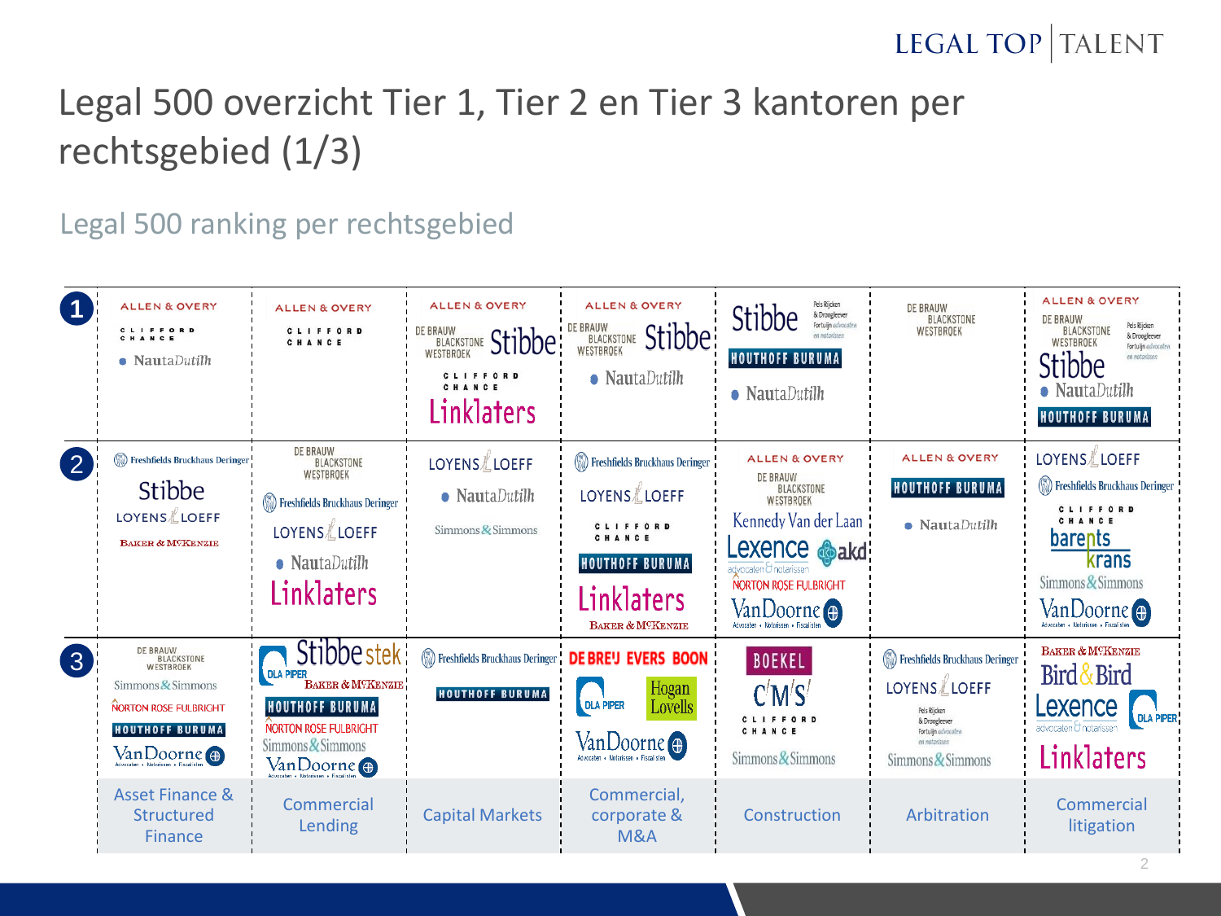# Legal 500 overzicht Tier 1, Tier 2 en Tier 3 kantoren per rechtsgebied (1/3)

## Legal 500 ranking per rechtsgebied

| Tier | Asset Finance & Structured Finance | Commercial Lending | Capital Markets | Commercial, corporate & M&A | Construction | Arbitration | Commercial litigation |
|---|---|---|---|---|---|---|---|
| 1 | Allen & Overy, Clifford Chance, NautaDutilh | Allen & Overy, Clifford Chance | Allen & Overy, De Brauw Blackstone Westbroek, Stibbe, Clifford Chance, Linklaters | Allen & Overy, De Brauw Blackstone Westbroek, Stibbe, NautaDutilh | Stibbe, Pels Rijcken & Droogleever Fortuijn advocaten en notarissen, Houthoff Buruma, NautaDutilh | De Brauw Blackstone Westbroek | Allen & Overy, De Brauw Blackstone Westbroek, Pels Rijcken & Droogleever Fortuijn advocaten en notarissen, Stibbe, NautaDutilh, Houthoff Buruma |
| 2 | Freshfields Bruckhaus Deringer, Stibbe, Loyens & Loeff, Baker & McKenzie | De Brauw Blackstone Westbroek, Freshfields Bruckhaus Deringer, Loyens & Loeff, NautaDutilh, Linklaters | Loyens & Loeff, NautaDutilh, Simmons & Simmons | Freshfields Bruckhaus Deringer, Loyens & Loeff, Clifford Chance, Houthoff Buruma, Linklaters, Baker & McKenzie | Allen & Overy, De Brauw Blackstone Westbroek, Kennedy Van der Laan, Lexence advocaten & notarissen, akd, Norton Rose Fulbright, Van Doorne Advocaten • Notarissen • Fiscalisten | Allen & Overy, Houthoff Buruma, NautaDutilh | Loyens & Loeff, Freshfields Bruckhaus Deringer, Clifford Chance, Barents Krans, Simmons & Simmons, Van Doorne Advocaten • Notarissen • Fiscalisten |
| 3 | De Brauw Blackstone Westbroek, Simmons & Simmons, Norton Rose Fulbright, Houthoff Buruma, Van Doorne Advocaten • Notarissen • Fiscalisten | Stibbe, Stek, DLA Piper, Baker & McKenzie, Houthoff Buruma, Norton Rose Fulbright, Simmons & Simmons, Van Doorne Advocaten • Notarissen • Fiscalisten | Freshfields Bruckhaus Deringer, Houthoff Buruma | De Brauw Evers Boon, DLA Piper, Hogan Lovells, Van Doorne Advocaten • Notarissen • Fiscalisten | Boekel, CMS, Clifford Chance, Simmons & Simmons | Freshfields Bruckhaus Deringer, Loyens & Loeff, Pels Rijcken & Droogleever Fortuijn advocaten en notarissen, Simmons & Simmons | Baker & McKenzie, Bird & Bird, Lexence advocaten & notarissen, DLA Piper, Linklaters |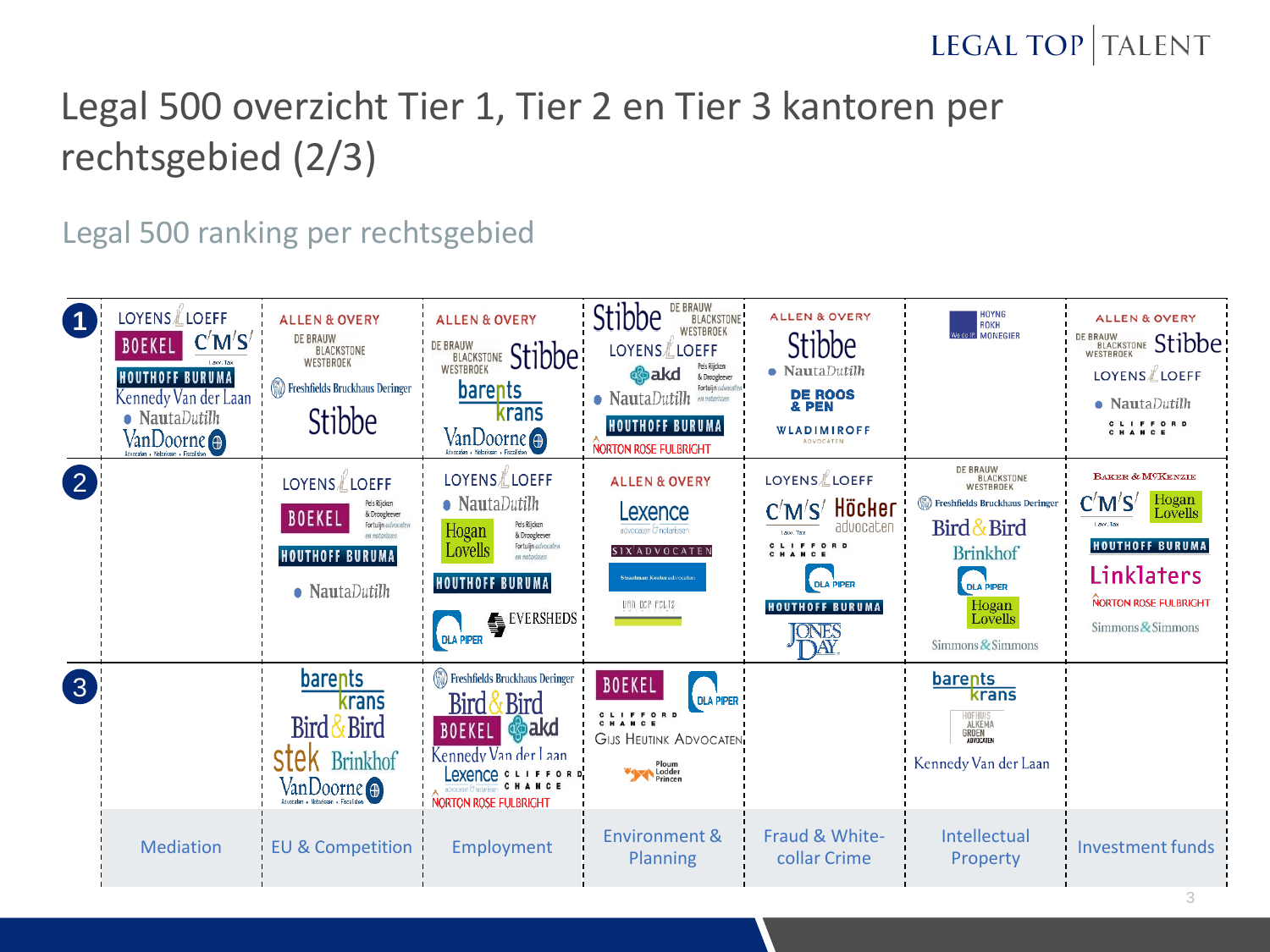# Legal 500 overzicht Tier 1, Tier 2 en Tier 3 kantoren per rechtsgebied (2/3)

## Legal 500 ranking per rechtsgebied

| Tier | Mediation | EU & Competition | Employment | Environment & Planning | Fraud & White-collar Crime | Intellectual Property | Investment funds |
|---|---|---|---|---|---|---|---|
| 1 | Loyens & Loeff, Boekel, CMS, Houthoff Buruma, Kennedy Van der Laan, NautaDutilh, Van Doorne | Allen & Overy, De Brauw Blackstone Westbroek, Freshfields Bruckhaus Deringer, Stibbe | Allen & Overy, De Brauw Blackstone Westbroek, Stibbe, Barents Krans, Van Doorne | Stibbe, De Brauw Blackstone Westbroek, Loyens & Loeff, akd, Pels Rijcken & Droogleever Fortuijn, NautaDutilh, Houthoff Buruma, Norton Rose Fulbright | Allen & Overy, Stibbe, NautaDutilh, De Roos & Pen, Wladimiroff Advocaten | Hoyng Rokh Monegier | Allen & Overy, De Brauw Blackstone Westbroek, Stibbe, Loyens & Loeff, NautaDutilh, Clifford Chance |
| 2 | | Loyens & Loeff, Boekel, Pels Rijcken & Droogleever Fortuijn, Houthoff Buruma, NautaDutilh | Loyens & Loeff, NautaDutilh, Hogan Lovells, Pels Rijcken & Droogleever Fortuijn, Houthoff Buruma, Eversheds, DLA Piper | Allen & Overy, Lexence, Six Advocaten, Straatman Koster advocaten, Van der Feltz | Loyens & Loeff, CMS, Höcker advocaten, Clifford Chance, DLA Piper, Houthoff Buruma, Jones Day | De Brauw Blackstone Westbroek, Freshfields Bruckhaus Deringer, Bird & Bird, Brinkhof, DLA Piper, Hogan Lovells, Simmons & Simmons | Baker & McKenzie, CMS, Hogan Lovells, Houthoff Buruma, Linklaters, Norton Rose Fulbright, Simmons & Simmons |
| 3 | | Barents Krans, Bird & Bird, Stek, Brinkhof, Van Doorne | Freshfields Bruckhaus Deringer, Bird & Bird, Boekel, akd, Kennedy Van der Laan, Lexence, Clifford Chance, Norton Rose Fulbright | Boekel, DLA Piper, Clifford Chance, Gijs Heutink Advocaten, Ploum Lodder Princen | | Barents Krans, Hofhuis Alkema Groen Advocaten, Kennedy Van der Laan | |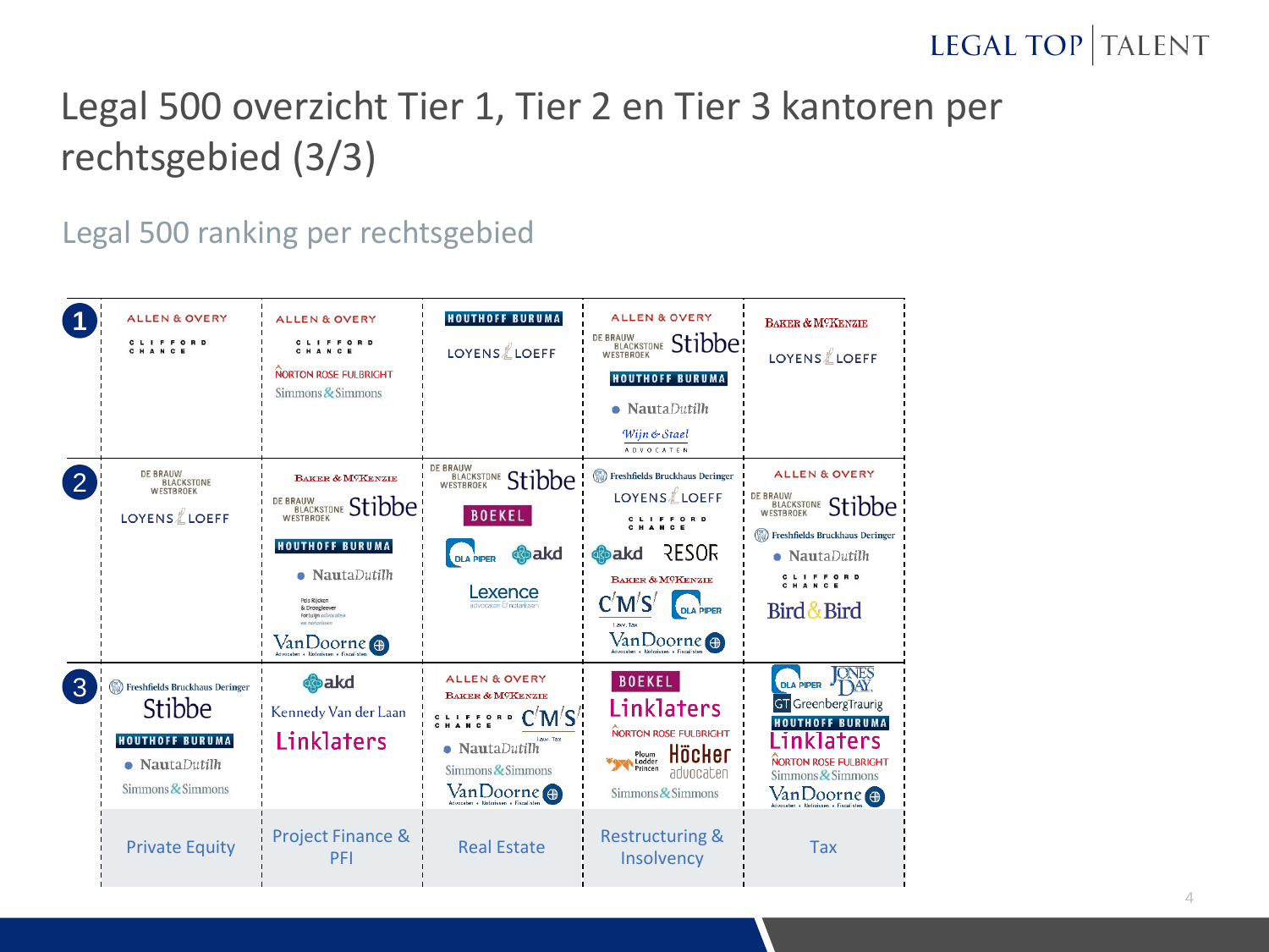# Legal 500 overzicht Tier 1, Tier 2 en Tier 3 kantoren per rechtsgebied (3/3)

## Legal 500 ranking per rechtsgebied

| | Private Equity | Project Finance & PFI | Real Estate | Restructuring & Insolvency | Tax |
|---|---|---|---|---|---|
| 1 | Allen & Overy<br>Clifford Chance | Allen & Overy<br>Clifford Chance<br>Norton Rose Fulbright<br>Simmons & Simmons | Houthoff Buruma<br>Loyens & Loeff | Allen & Overy<br>De Brauw Blackstone Westbroek<br>Stibbe<br>Houthoff Buruma<br>NautaDutilh<br>Wijn & Stael Advocaten | Baker & McKenzie<br>Loyens & Loeff |
| 2 | De Brauw Blackstone Westbroek<br>Loyens & Loeff | Baker & McKenzie<br>De Brauw Blackstone Westbroek<br>Stibbe<br>Houthoff Buruma<br>NautaDutilh<br>Pels Rijcken & Droogleever Fortuijn advocaten en notarissen<br>Van Doorne | De Brauw Blackstone Westbroek<br>Stibbe<br>Boekel<br>DLA Piper<br>akd<br>Lexence advocaten & notarissen | Freshfields Bruckhaus Deringer<br>Loyens & Loeff<br>Clifford Chance<br>akd<br>Resor<br>Baker & McKenzie<br>CMS<br>DLA Piper<br>Van Doorne | Allen & Overy<br>De Brauw Blackstone Westbroek<br>Stibbe<br>Freshfields Bruckhaus Deringer<br>NautaDutilh<br>Clifford Chance<br>Bird & Bird |
| 3 | Freshfields Bruckhaus Deringer<br>Stibbe<br>Houthoff Buruma<br>NautaDutilh<br>Simmons & Simmons | akd<br>Kennedy Van der Laan<br>Linklaters | Allen & Overy<br>Baker & McKenzie<br>Clifford Chance<br>CMS<br>NautaDutilh<br>Simmons & Simmons<br>Van Doorne | Boekel<br>Linklaters<br>Norton Rose Fulbright<br>Ploum Lodder Princen<br>Höcker advocaten<br>Simmons & Simmons | DLA Piper<br>Jones Day<br>GreenbergTraurig<br>Houthoff Buruma<br>Linklaters<br>Norton Rose Fulbright<br>Simmons & Simmons<br>Van Doorne |